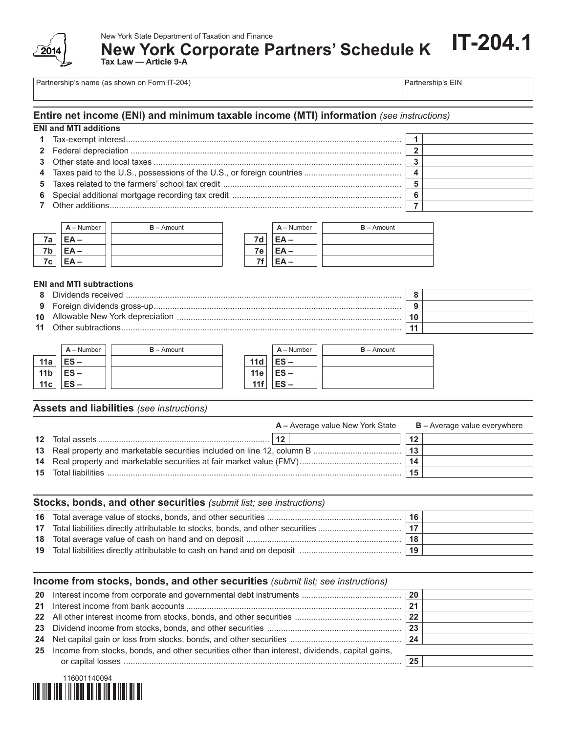New York State Department of Taxation and Finance

# New York Corporate Partners' Schedule K

**IT-204.1**

**Tax Law — Article 9-A**

2014

| Partnership's name (as shown on Form IT-204) | Partnership's EIN |
|---|---|
| | |

## Entire net income (ENI) and minimum taxable income (MTI) information *(see instructions)*

### ENI and MTI additions

| | | | |
|---|---|---|---|
| 1 | Tax-exempt interest | 1 | |
| 2 | Federal depreciation | 2 | |
| 3 | Other state and local taxes | 3 | |
| 4 | Taxes paid to the U.S., possessions of the U.S., or foreign countries | 4 | |
| 5 | Taxes related to the farmers' school tax credit | 5 | |
| 6 | Special additional mortgage recording tax credit | 6 | |
| 7 | Other additions | 7 | |

| | A – Number | B – Amount | | A – Number | B – Amount |
|---|---|---|---|---|---|
| 7a | EA – | | 7d | EA – | |
| 7b | EA – | | 7e | EA – | |
| 7c | EA – | | 7f | EA – | |

### ENI and MTI subtractions

| | | | |
|---|---|---|---|
| 8 | Dividends received | 8 | |
| 9 | Foreign dividends gross-up | 9 | |
| 10 | Allowable New York depreciation | 10 | |
| 11 | Other subtractions | 11 | |

| | A – Number | B – Amount | | A – Number | B – Amount |
|---|---|---|---|---|---|
| 11a | ES – | | 11d | ES – | |
| 11b | ES – | | 11e | ES – | |
| 11c | ES – | | 11f | ES – | |

## Assets and liabilities *(see instructions)*

| | | | A – Average value New York State | | B – Average value everywhere |
|---|---|---|---|---|---|
| 12 | Total assets | 12 | | 12 | |
| 13 | Real property and marketable securities included on line 12, column B | | | 13 | |
| 14 | Real property and marketable securities at fair market value (FMV) | | | 14 | |
| 15 | Total liabilities | | | 15 | |

## Stocks, bonds, and other securities *(submit list; see instructions)*

| | | | |
|---|---|---|---|
| 16 | Total average value of stocks, bonds, and other securities | 16 | |
| 17 | Total liabilities directly attributable to stocks, bonds, and other securities | 17 | |
| 18 | Total average value of cash on hand and on deposit | 18 | |
| 19 | Total liabilities directly attributable to cash on hand and on deposit | 19 | |

## Income from stocks, bonds, and other securities *(submit list; see instructions)*

| | | | |
|---|---|---|---|
| 20 | Interest income from corporate and governmental debt instruments | 20 | |
| 21 | Interest income from bank accounts | 21 | |
| 22 | All other interest income from stocks, bonds, and other securities | 22 | |
| 23 | Dividend income from stocks, bonds, and other securities | 23 | |
| 24 | Net capital gain or loss from stocks, bonds, and other securities | 24 | |
| 25 | Income from stocks, bonds, and other securities other than interest, dividends, capital gains, or capital losses | 25 | |

116001140094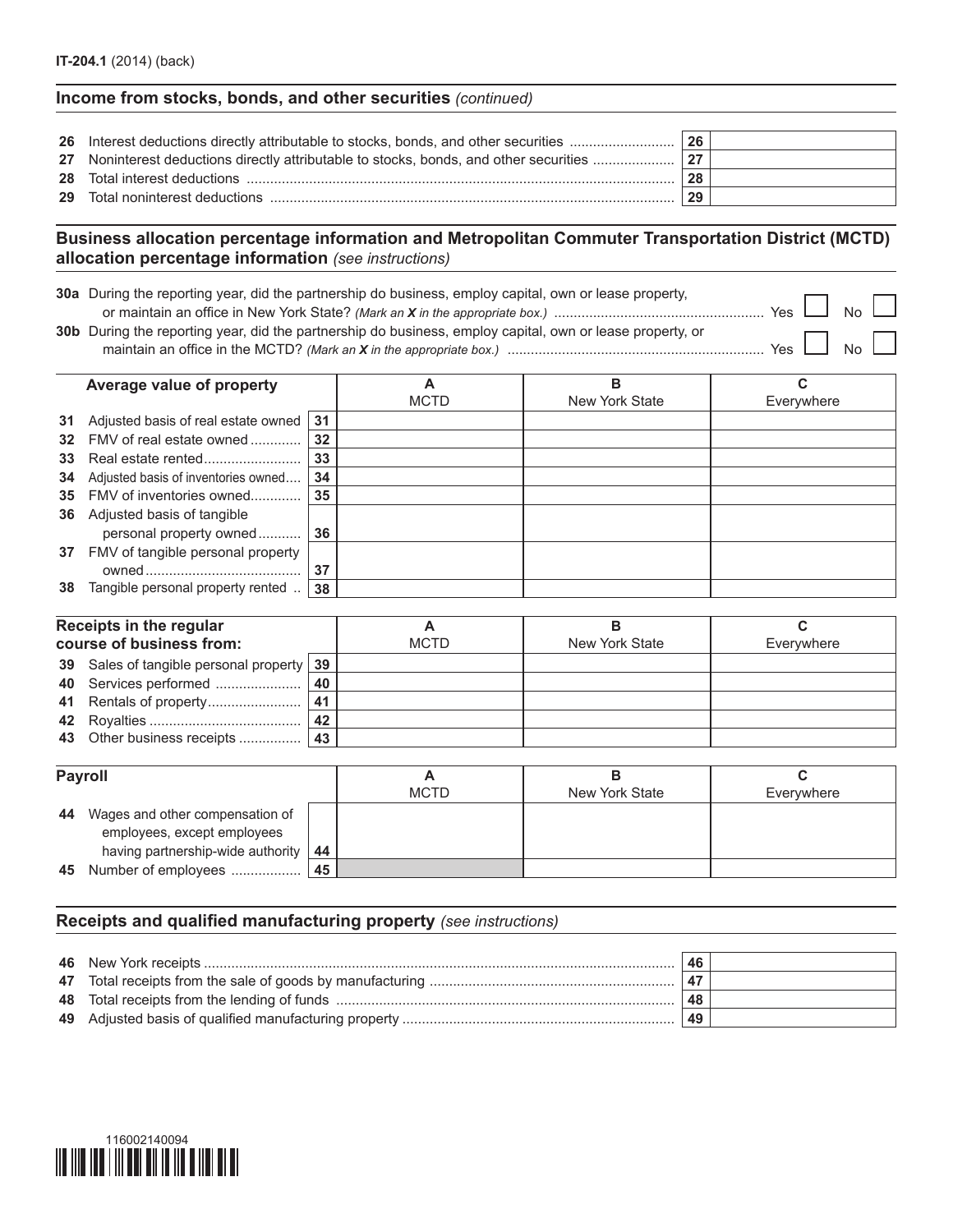## Income from stocks, bonds, and other securities *(continued)*

| | | | |
|---|---|---|---|
| 26 | Interest deductions directly attributable to stocks, bonds, and other securities | 26 | |
| 27 | Noninterest deductions directly attributable to stocks, bonds, and other securities | 27 | |
| 28 | Total interest deductions | 28 | |
| 29 | Total noninterest deductions | 29 | |

## Business allocation percentage information and Metropolitan Commuter Transportation District (MCTD) allocation percentage information *(see instructions)*

**30a** During the reporting year, did the partnership do business, employ capital, own or lease property, or maintain an office in New York State? *(Mark an X in the appropriate box.)* ..... Yes ☐ No ☐

**30b** During the reporting year, did the partnership do business, employ capital, own or lease property, or maintain an office in the MCTD? *(Mark an X in the appropriate box.)* ..... Yes ☐ No ☐

| **Average value of property** | | A MCTD | B New York State | C Everywhere |
|---|---|---|---|---|
| 31 Adjusted basis of real estate owned | 31 | | | |
| 32 FMV of real estate owned | 32 | | | |
| 33 Real estate rented | 33 | | | |
| 34 Adjusted basis of inventories owned | 34 | | | |
| 35 FMV of inventories owned | 35 | | | |
| 36 Adjusted basis of tangible personal property owned | 36 | | | |
| 37 FMV of tangible personal property owned | 37 | | | |
| 38 Tangible personal property rented | 38 | | | |

| **Receipts in the regular course of business from:** | | A MCTD | B New York State | C Everywhere |
|---|---|---|---|---|
| 39 Sales of tangible personal property | 39 | | | |
| 40 Services performed | 40 | | | |
| 41 Rentals of property | 41 | | | |
| 42 Royalties | 42 | | | |
| 43 Other business receipts | 43 | | | |

| **Payroll** | | A MCTD | B New York State | C Everywhere |
|---|---|---|---|---|
| 44 Wages and other compensation of employees, except employees having partnership-wide authority | 44 | | | |
| 45 Number of employees | 45 | | | |

## Receipts and qualified manufacturing property *(see instructions)*

| | | | |
|---|---|---|---|
| 46 | New York receipts | 46 | |
| 47 | Total receipts from the sale of goods by manufacturing | 47 | |
| 48 | Total receipts from the lending of funds | 48 | |
| 49 | Adjusted basis of qualified manufacturing property | 49 | |

116002140094